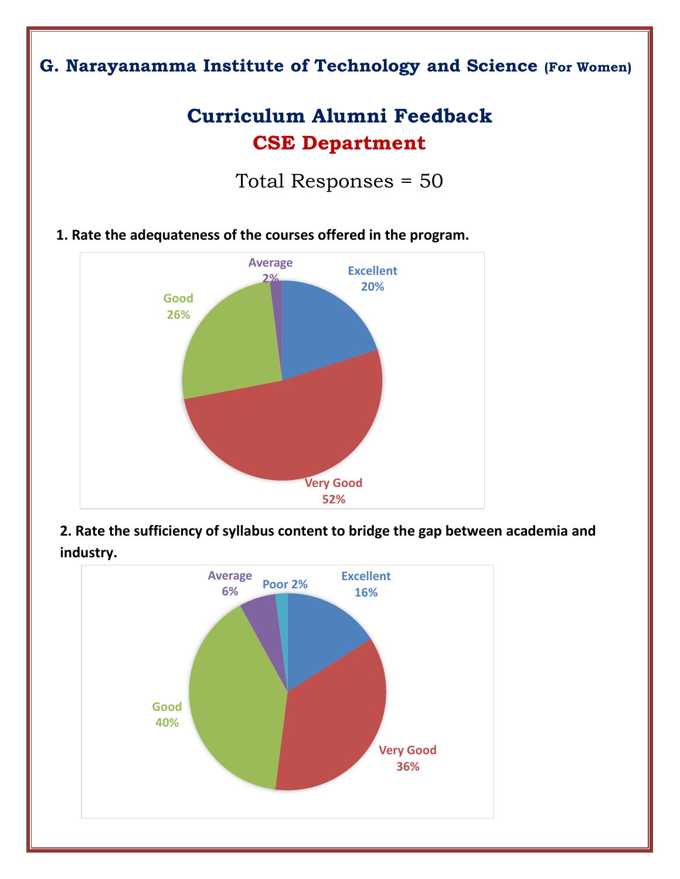# G. Narayanamma Institute of Technology and Science (For Women)

## Curriculum Alumni Feedback

## CSE Department

Total Responses = 50

**1. Rate the adequateness of the courses offered in the program.**

| Rating | Percentage |
| --- | --- |
| Excellent | 20% |
| Very Good | 52% |
| Good | 26% |
| Average | 2% |

**2. Rate the sufficiency of syllabus content to bridge the gap between academia and industry.**

| Rating | Percentage |
| --- | --- |
| Excellent | 16% |
| Very Good | 36% |
| Good | 40% |
| Average | 6% |
| Poor | 2% |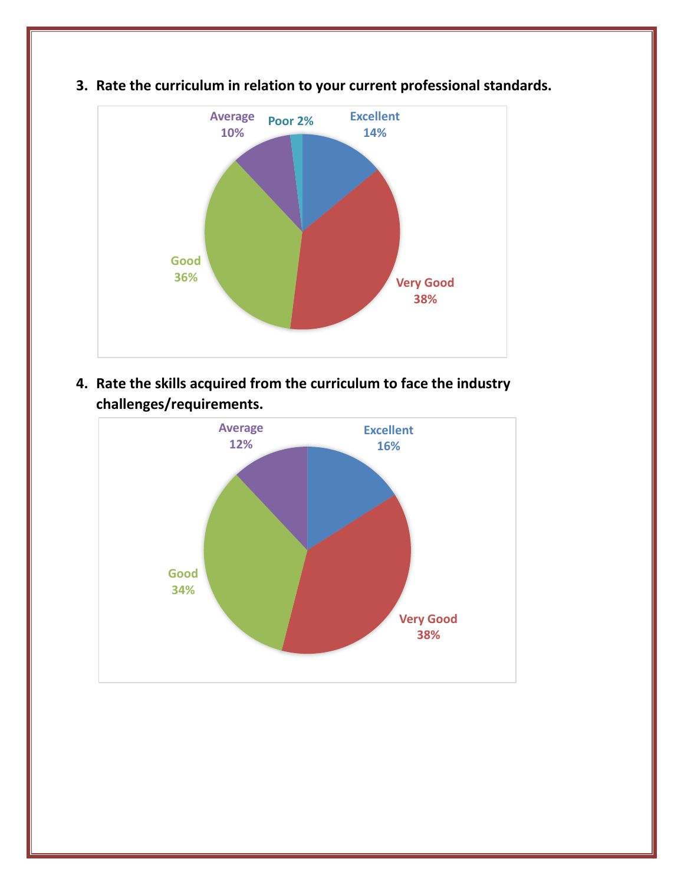3. **Rate the curriculum in relation to your current professional standards.**

Average 10%

Poor 2%

Excellent 14%

Good 36%

Very Good 38%

4. **Rate the skills acquired from the curriculum to face the industry challenges/requirements.**

Average 12%

Excellent 16%

Good 34%

Very Good 38%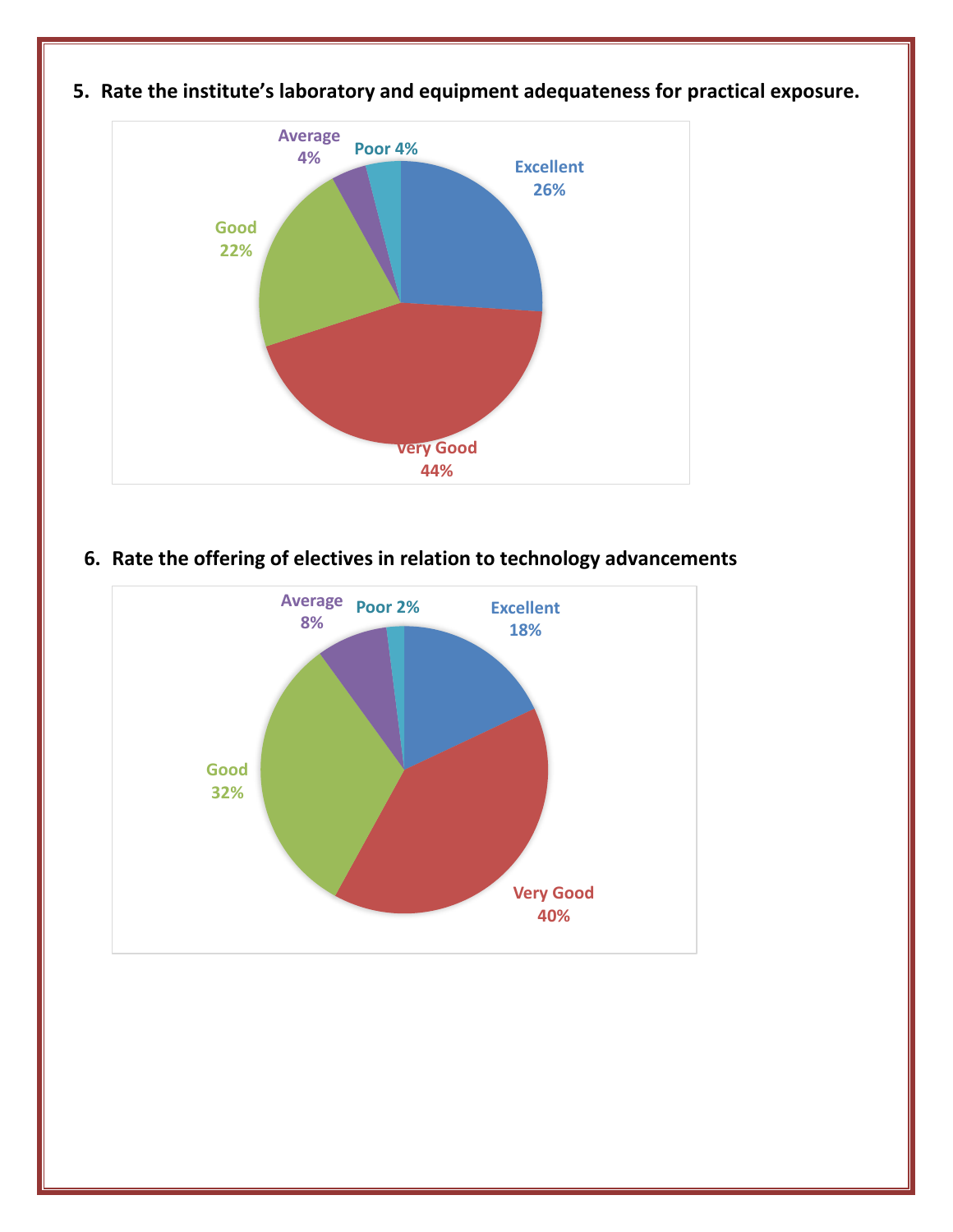5. **Rate the institute's laboratory and equipment adequateness for practical exposure.**

Average 4%

Poor 4%

Excellent 26%

Good 22%

Very Good 44%

6. **Rate the offering of electives in relation to technology advancements**

Average 8%

Poor 2%

Excellent 18%

Good 32%

Very Good 40%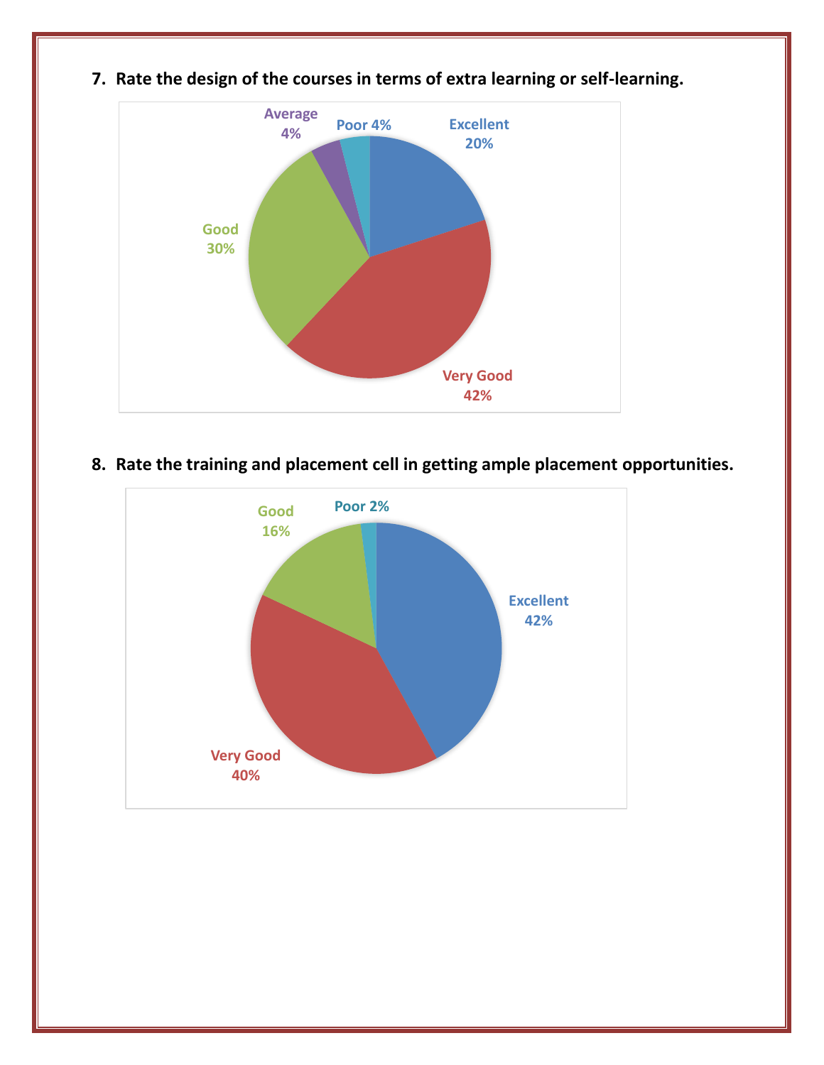7. **Rate the design of the courses in terms of extra learning or self-learning.**

Excellent 20%

Very Good 42%

Good 30%

Average 4%

Poor 4%

8. **Rate the training and placement cell in getting ample placement opportunities.**

Excellent 42%

Very Good 40%

Good 16%

Poor 2%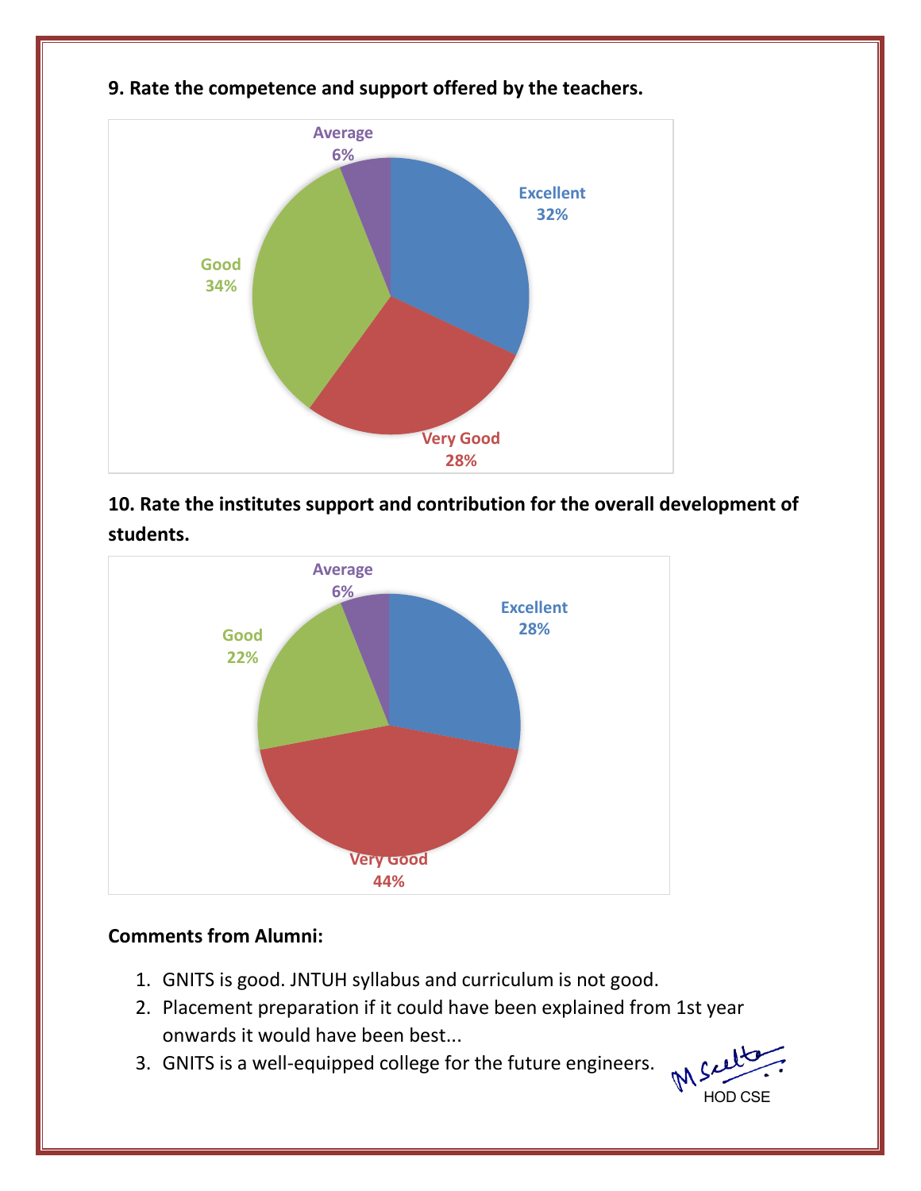**9. Rate the competence and support offered by the teachers.**

Average
6%

Excellent
32%

Good
34%

Very Good
28%

**10. Rate the institutes support and contribution for the overall development of students.**

Average
6%

Excellent
28%

Good
22%

Very Good
44%

**Comments from Alumni:**

1. GNITS is good. JNTUH syllabus and curriculum is not good.
2. Placement preparation if it could have been explained from 1st year onwards it would have been best...
3. GNITS is a well-equipped college for the future engineers.

HOD CSE